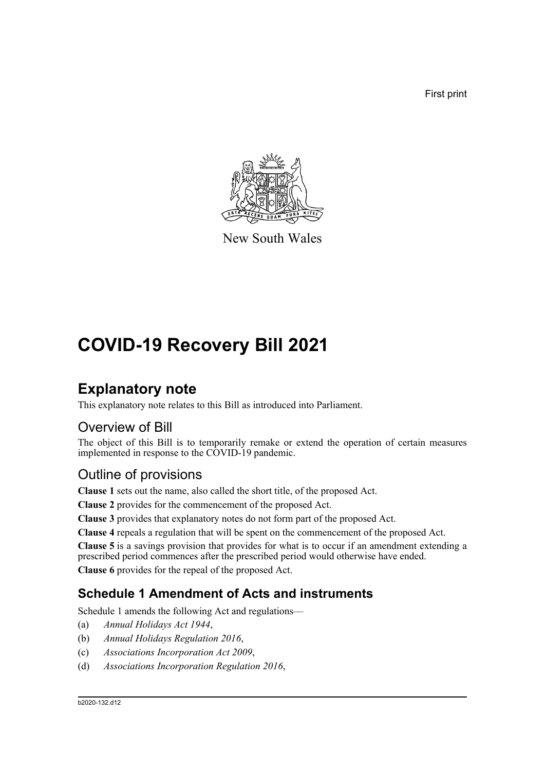First print

New South Wales

# COVID-19 Recovery Bill 2021

## Explanatory note

This explanatory note relates to this Bill as introduced into Parliament.

### Overview of Bill

The object of this Bill is to temporarily remake or extend the operation of certain measures implemented in response to the COVID-19 pandemic.

### Outline of provisions

**Clause 1** sets out the name, also called the short title, of the proposed Act.

**Clause 2** provides for the commencement of the proposed Act.

**Clause 3** provides that explanatory notes do not form part of the proposed Act.

**Clause 4** repeals a regulation that will be spent on the commencement of the proposed Act.

**Clause 5** is a savings provision that provides for what is to occur if an amendment extending a prescribed period commences after the prescribed period would otherwise have ended.

**Clause 6** provides for the repeal of the proposed Act.

### Schedule 1 Amendment of Acts and instruments

Schedule 1 amends the following Act and regulations—

(a) *Annual Holidays Act 1944*,

(b) *Annual Holidays Regulation 2016*,

(c) *Associations Incorporation Act 2009*,

(d) *Associations Incorporation Regulation 2016*,

b2020-132.d12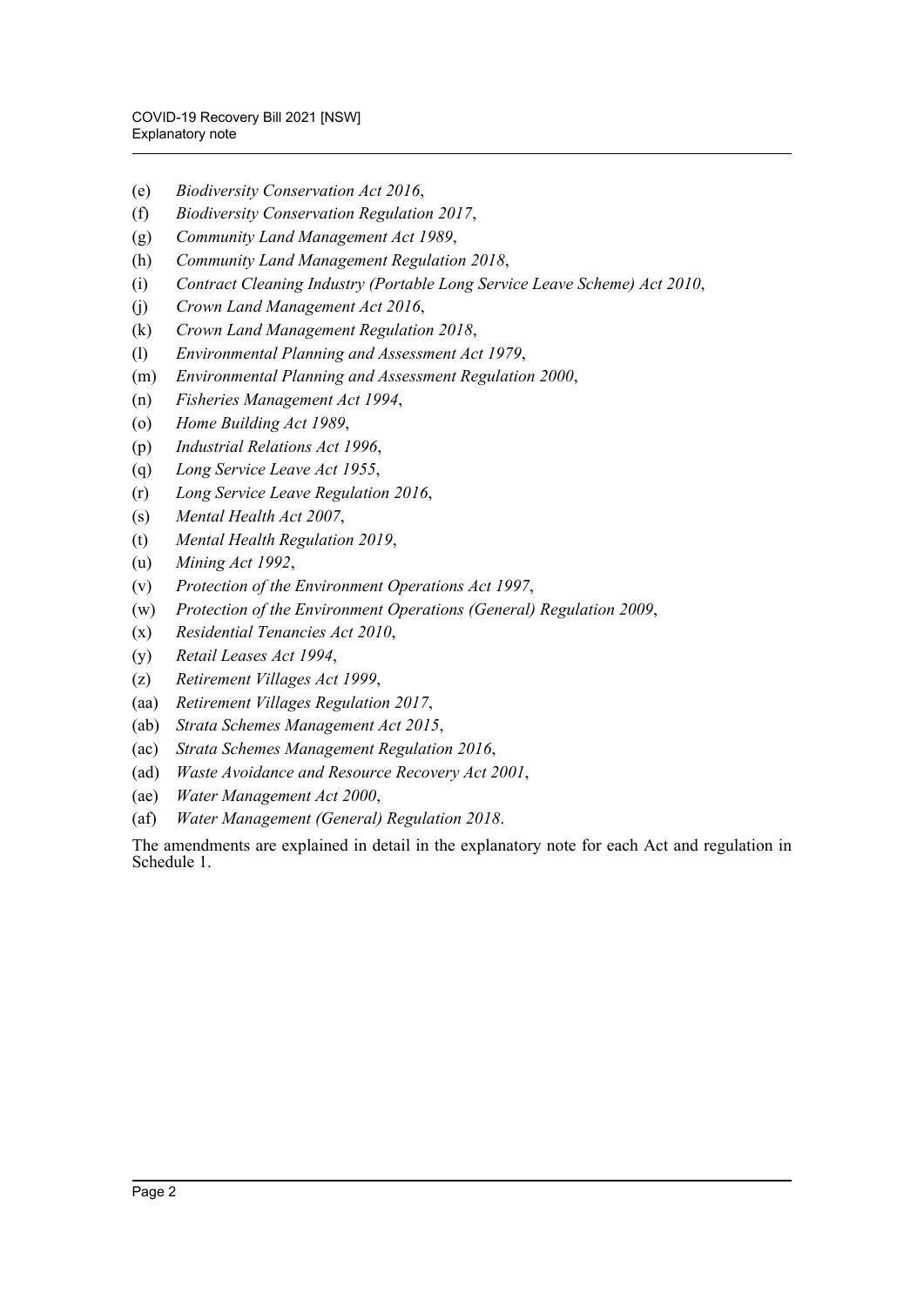(e) *Biodiversity Conservation Act 2016*,

(f) *Biodiversity Conservation Regulation 2017*,

(g) *Community Land Management Act 1989*,

(h) *Community Land Management Regulation 2018*,

(i) *Contract Cleaning Industry (Portable Long Service Leave Scheme) Act 2010*,

(j) *Crown Land Management Act 2016*,

(k) *Crown Land Management Regulation 2018*,

(l) *Environmental Planning and Assessment Act 1979*,

(m) *Environmental Planning and Assessment Regulation 2000*,

(n) *Fisheries Management Act 1994*,

(o) *Home Building Act 1989*,

(p) *Industrial Relations Act 1996*,

(q) *Long Service Leave Act 1955*,

(r) *Long Service Leave Regulation 2016*,

(s) *Mental Health Act 2007*,

(t) *Mental Health Regulation 2019*,

(u) *Mining Act 1992*,

(v) *Protection of the Environment Operations Act 1997*,

(w) *Protection of the Environment Operations (General) Regulation 2009*,

(x) *Residential Tenancies Act 2010*,

(y) *Retail Leases Act 1994*,

(z) *Retirement Villages Act 1999*,

(aa) *Retirement Villages Regulation 2017*,

(ab) *Strata Schemes Management Act 2015*,

(ac) *Strata Schemes Management Regulation 2016*,

(ad) *Waste Avoidance and Resource Recovery Act 2001*,

(ae) *Water Management Act 2000*,

(af) *Water Management (General) Regulation 2018*.

The amendments are explained in detail in the explanatory note for each Act and regulation in Schedule 1.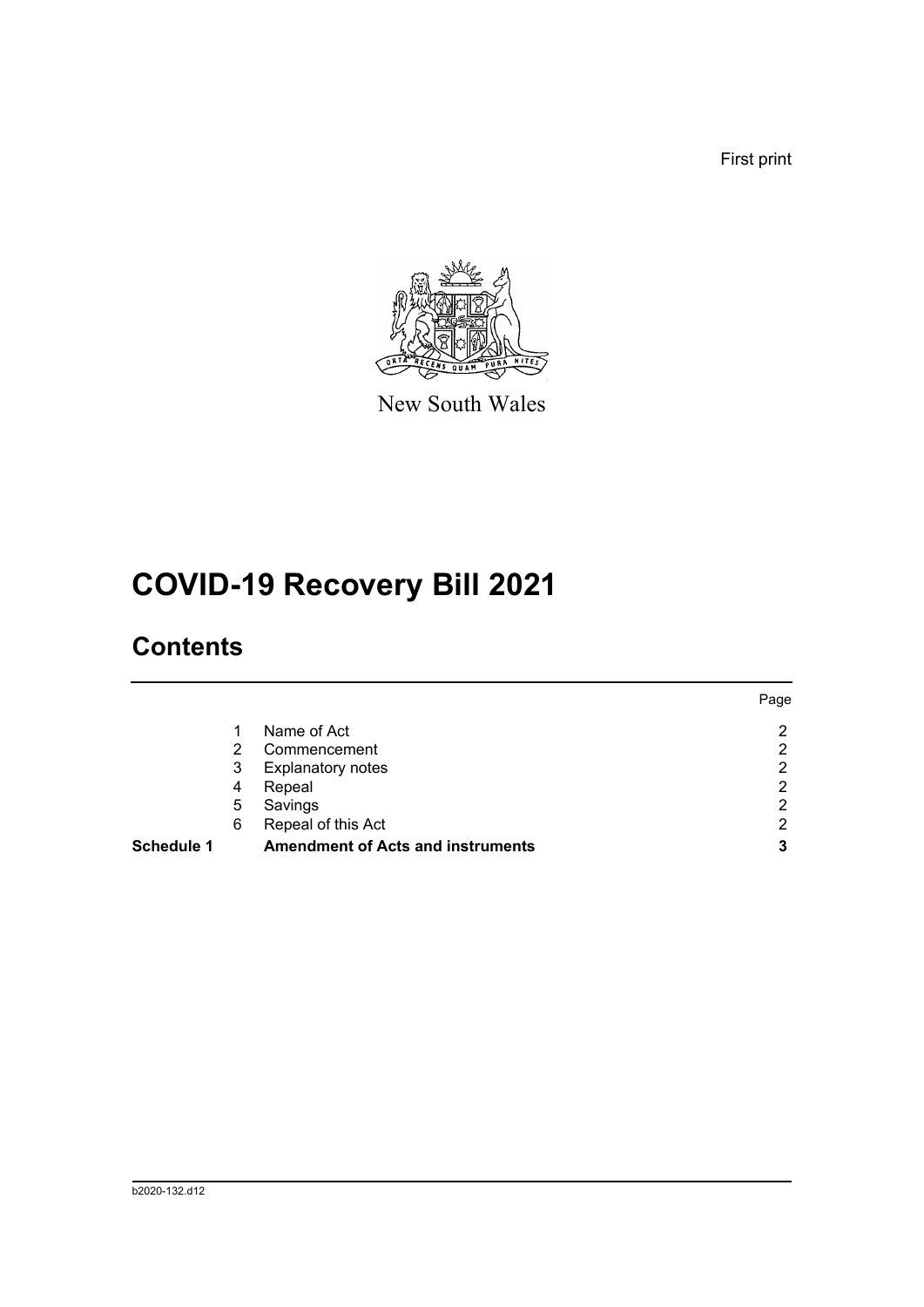First print

New South Wales

# COVID-19 Recovery Bill 2021

## Contents

| | | | Page |
|---|---|---|---|
| | 1 | Name of Act | 2 |
| | 2 | Commencement | 2 |
| | 3 | Explanatory notes | 2 |
| | 4 | Repeal | 2 |
| | 5 | Savings | 2 |
| | 6 | Repeal of this Act | 2 |
| **Schedule 1** | | **Amendment of Acts and instruments** | **3** |

b2020-132.d12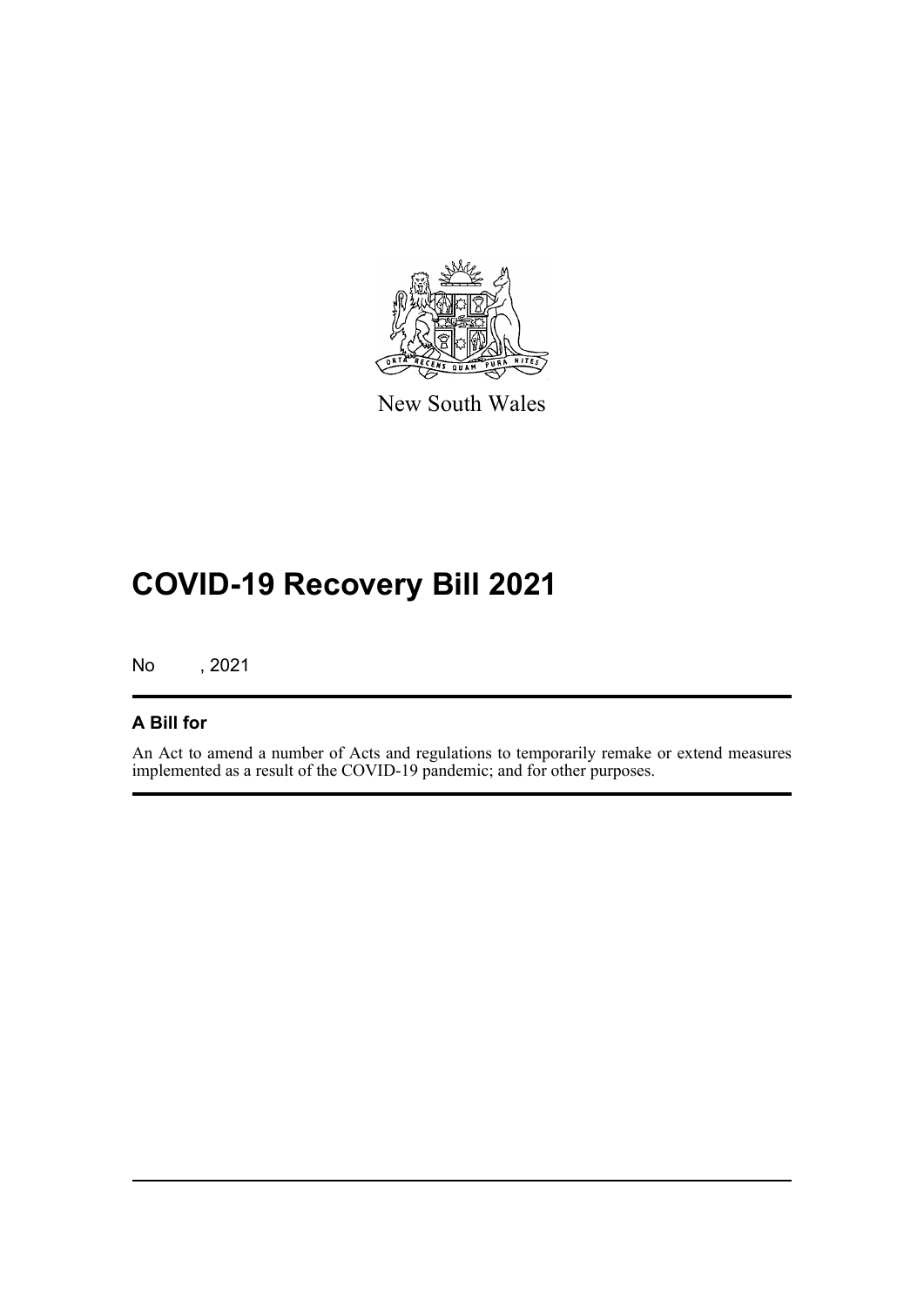New South Wales

# COVID-19 Recovery Bill 2021

No , 2021

## A Bill for

An Act to amend a number of Acts and regulations to temporarily remake or extend measures implemented as a result of the COVID-19 pandemic; and for other purposes.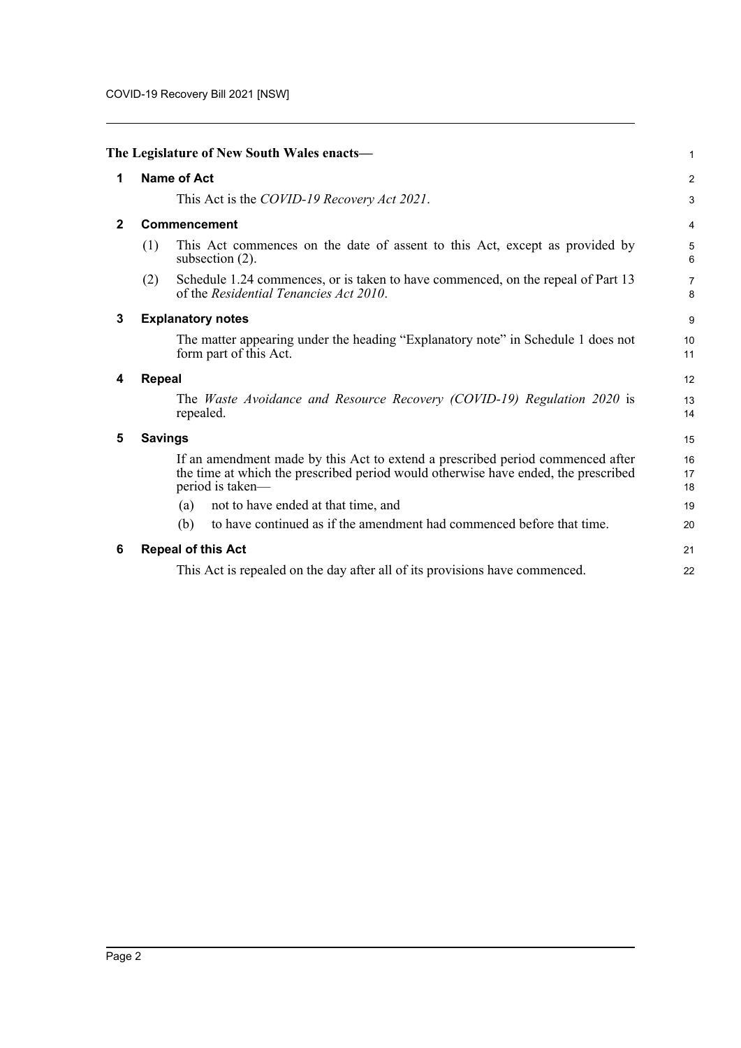**The Legislature of New South Wales enacts—**

## 1 Name of Act

This Act is the *COVID-19 Recovery Act 2021*.

## 2 Commencement

(1) This Act commences on the date of assent to this Act, except as provided by subsection (2).

(2) Schedule 1.24 commences, or is taken to have commenced, on the repeal of Part 13 of the *Residential Tenancies Act 2010*.

## 3 Explanatory notes

The matter appearing under the heading “Explanatory note” in Schedule 1 does not form part of this Act.

## 4 Repeal

The *Waste Avoidance and Resource Recovery (COVID-19) Regulation 2020* is repealed.

## 5 Savings

If an amendment made by this Act to extend a prescribed period commenced after the time at which the prescribed period would otherwise have ended, the prescribed period is taken—

(a) not to have ended at that time, and

(b) to have continued as if the amendment had commenced before that time.

## 6 Repeal of this Act

This Act is repealed on the day after all of its provisions have commenced.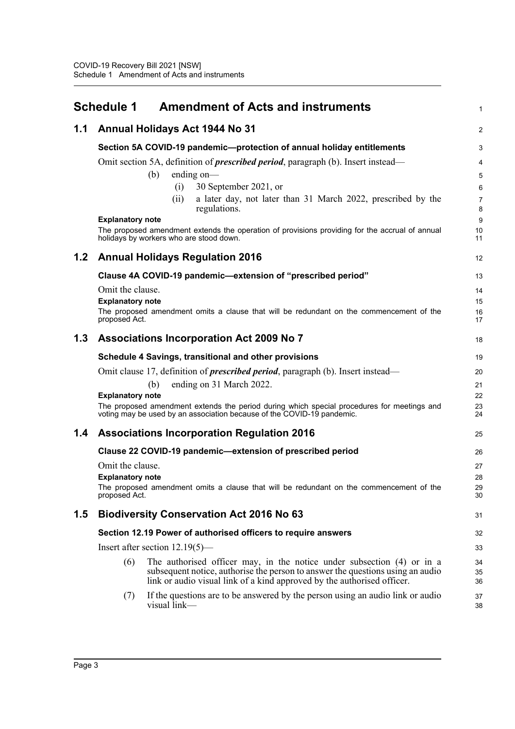# Schedule 1 Amendment of Acts and instruments

## 1.1 Annual Holidays Act 1944 No 31

### Section 5A COVID-19 pandemic—protection of annual holiday entitlements

Omit section 5A, definition of ***prescribed period***, paragraph (b). Insert instead—

(b) ending on—

(i) 30 September 2021, or

(ii) a later day, not later than 31 March 2022, prescribed by the regulations.

**Explanatory note**

The proposed amendment extends the operation of provisions providing for the accrual of annual holidays by workers who are stood down.

## 1.2 Annual Holidays Regulation 2016

### Clause 4A COVID-19 pandemic—extension of "prescribed period"

Omit the clause.

**Explanatory note**

The proposed amendment omits a clause that will be redundant on the commencement of the proposed Act.

## 1.3 Associations Incorporation Act 2009 No 7

### Schedule 4 Savings, transitional and other provisions

Omit clause 17, definition of ***prescribed period***, paragraph (b). Insert instead—

(b) ending on 31 March 2022.

**Explanatory note**

The proposed amendment extends the period during which special procedures for meetings and voting may be used by an association because of the COVID-19 pandemic.

## 1.4 Associations Incorporation Regulation 2016

### Clause 22 COVID-19 pandemic—extension of prescribed period

Omit the clause.

**Explanatory note**

The proposed amendment omits a clause that will be redundant on the commencement of the proposed Act.

## 1.5 Biodiversity Conservation Act 2016 No 63

### Section 12.19 Power of authorised officers to require answers

Insert after section 12.19(5)—

(6) The authorised officer may, in the notice under subsection (4) or in a subsequent notice, authorise the person to answer the questions using an audio link or audio visual link of a kind approved by the authorised officer.

(7) If the questions are to be answered by the person using an audio link or audio visual link—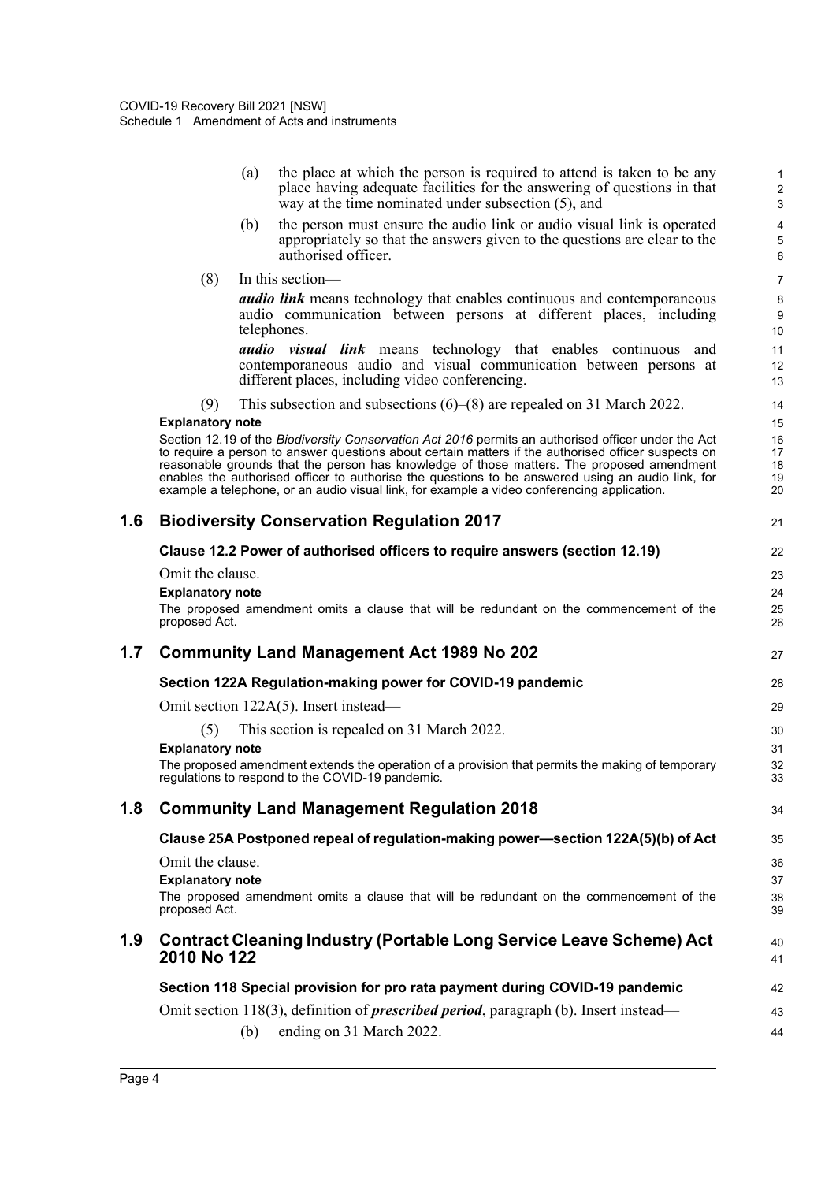(a) the place at which the person is required to attend is taken to be any place having adequate facilities for the answering of questions in that way at the time nominated under subsection (5), and

(b) the person must ensure the audio link or audio visual link is operated appropriately so that the answers given to the questions are clear to the authorised officer.

(8) In this section—

***audio link*** means technology that enables continuous and contemporaneous audio communication between persons at different places, including telephones.

***audio visual link*** means technology that enables continuous and contemporaneous audio and visual communication between persons at different places, including video conferencing.

(9) This subsection and subsections (6)–(8) are repealed on 31 March 2022.

**Explanatory note**

Section 12.19 of the *Biodiversity Conservation Act 2016* permits an authorised officer under the Act to require a person to answer questions about certain matters if the authorised officer suspects on reasonable grounds that the person has knowledge of those matters. The proposed amendment enables the authorised officer to authorise the questions to be answered using an audio link, for example a telephone, or an audio visual link, for example a video conferencing application.

## 1.6 Biodiversity Conservation Regulation 2017

### Clause 12.2 Power of authorised officers to require answers (section 12.19)

Omit the clause.

**Explanatory note**

The proposed amendment omits a clause that will be redundant on the commencement of the proposed Act.

## 1.7 Community Land Management Act 1989 No 202

### Section 122A Regulation-making power for COVID-19 pandemic

Omit section 122A(5). Insert instead—

(5) This section is repealed on 31 March 2022.

**Explanatory note**

The proposed amendment extends the operation of a provision that permits the making of temporary regulations to respond to the COVID-19 pandemic.

## 1.8 Community Land Management Regulation 2018

### Clause 25A Postponed repeal of regulation-making power—section 122A(5)(b) of Act

Omit the clause.

**Explanatory note**

The proposed amendment omits a clause that will be redundant on the commencement of the proposed Act.

## 1.9 Contract Cleaning Industry (Portable Long Service Leave Scheme) Act 2010 No 122

### Section 118 Special provision for pro rata payment during COVID-19 pandemic

Omit section 118(3), definition of ***prescribed period***, paragraph (b). Insert instead—

(b) ending on 31 March 2022.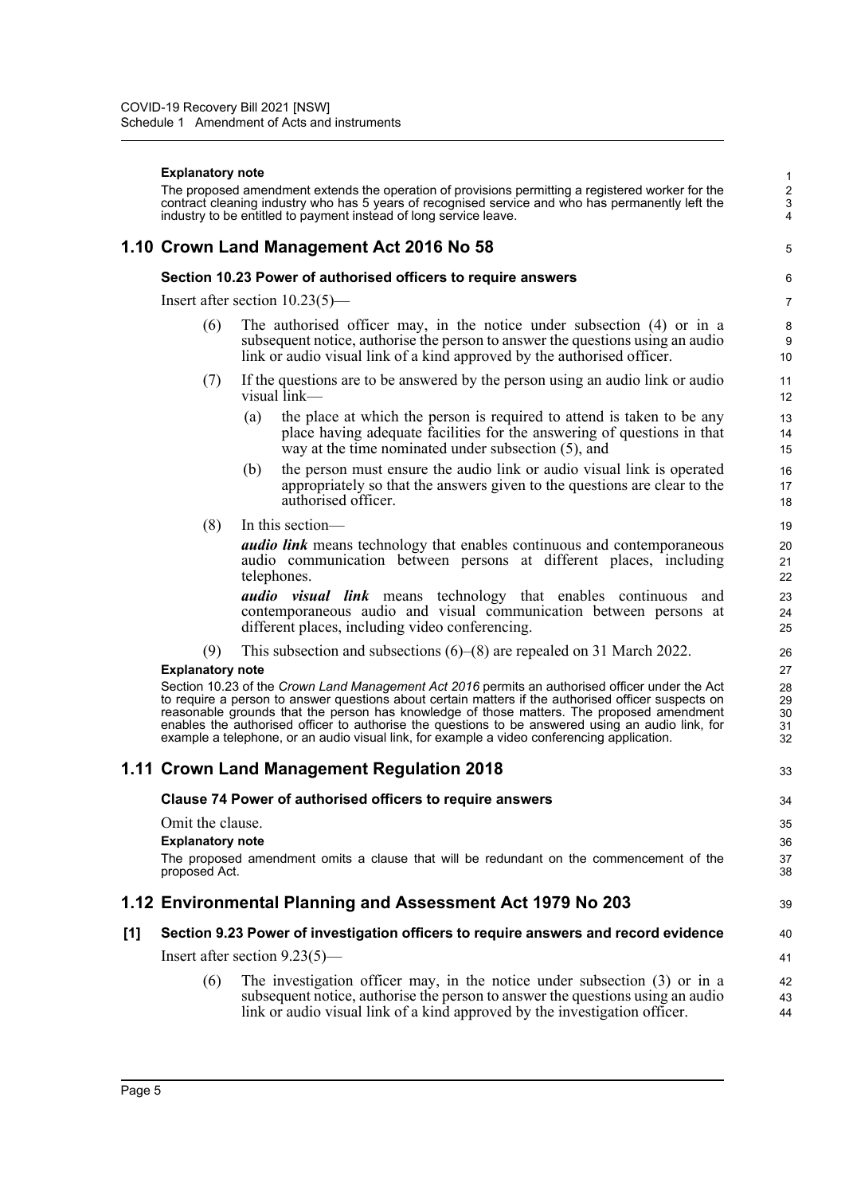**Explanatory note**

The proposed amendment extends the operation of provisions permitting a registered worker for the contract cleaning industry who has 5 years of recognised service and who has permanently left the industry to be entitled to payment instead of long service leave.

## 1.10 Crown Land Management Act 2016 No 58

### Section 10.23 Power of authorised officers to require answers

Insert after section 10.23(5)—

(6) The authorised officer may, in the notice under subsection (4) or in a subsequent notice, authorise the person to answer the questions using an audio link or audio visual link of a kind approved by the authorised officer.

(7) If the questions are to be answered by the person using an audio link or audio visual link—

(a) the place at which the person is required to attend is taken to be any place having adequate facilities for the answering of questions in that way at the time nominated under subsection (5), and

(b) the person must ensure the audio link or audio visual link is operated appropriately so that the answers given to the questions are clear to the authorised officer.

(8) In this section—

***audio link*** means technology that enables continuous and contemporaneous audio communication between persons at different places, including telephones.

***audio visual link*** means technology that enables continuous and contemporaneous audio and visual communication between persons at different places, including video conferencing.

(9) This subsection and subsections (6)–(8) are repealed on 31 March 2022.

**Explanatory note**

Section 10.23 of the *Crown Land Management Act 2016* permits an authorised officer under the Act to require a person to answer questions about certain matters if the authorised officer suspects on reasonable grounds that the person has knowledge of those matters. The proposed amendment enables the authorised officer to authorise the questions to be answered using an audio link, for example a telephone, or an audio visual link, for example a video conferencing application.

## 1.11 Crown Land Management Regulation 2018

### Clause 74 Power of authorised officers to require answers

Omit the clause.

**Explanatory note**

The proposed amendment omits a clause that will be redundant on the commencement of the proposed Act.

## 1.12 Environmental Planning and Assessment Act 1979 No 203

### [1] Section 9.23 Power of investigation officers to require answers and record evidence

Insert after section 9.23(5)—

(6) The investigation officer may, in the notice under subsection (3) or in a subsequent notice, authorise the person to answer the questions using an audio link or audio visual link of a kind approved by the investigation officer.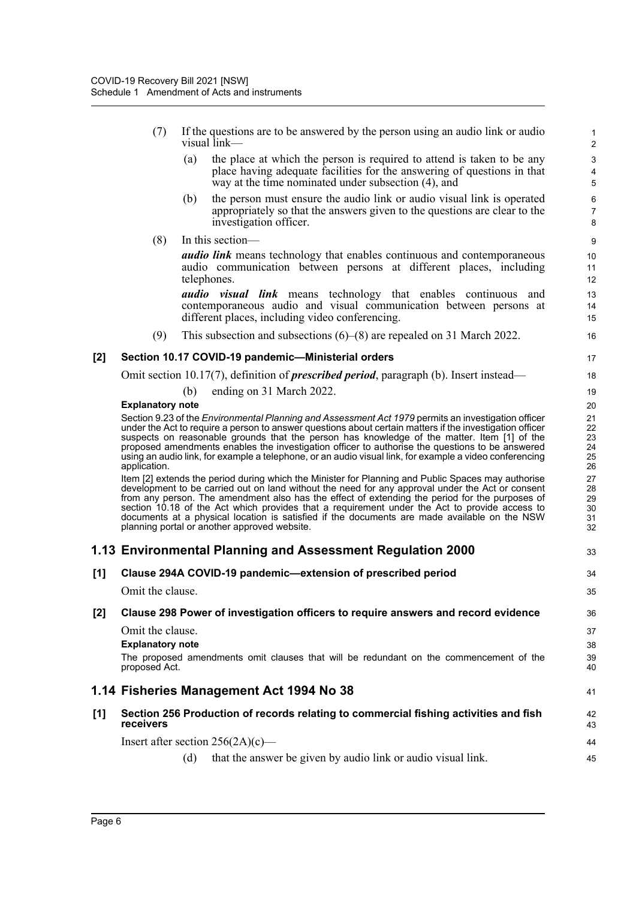(7) If the questions are to be answered by the person using an audio link or audio visual link—

(a) the place at which the person is required to attend is taken to be any place having adequate facilities for the answering of questions in that way at the time nominated under subsection (4), and

(b) the person must ensure the audio link or audio visual link is operated appropriately so that the answers given to the questions are clear to the investigation officer.

(8) In this section—

***audio link*** means technology that enables continuous and contemporaneous audio communication between persons at different places, including telephones.

***audio visual link*** means technology that enables continuous and contemporaneous audio and visual communication between persons at different places, including video conferencing.

(9) This subsection and subsections (6)–(8) are repealed on 31 March 2022.

### [2] Section 10.17 COVID-19 pandemic—Ministerial orders

Omit section 10.17(7), definition of ***prescribed period***, paragraph (b). Insert instead—

(b) ending on 31 March 2022.

**Explanatory note**

Section 9.23 of the *Environmental Planning and Assessment Act 1979* permits an investigation officer under the Act to require a person to answer questions about certain matters if the investigation officer suspects on reasonable grounds that the person has knowledge of the matter. Item [1] of the proposed amendments enables the investigation officer to authorise the questions to be answered using an audio link, for example a telephone, or an audio visual link, for example a video conferencing application.

Item [2] extends the period during which the Minister for Planning and Public Spaces may authorise development to be carried out on land without the need for any approval under the Act or consent from any person. The amendment also has the effect of extending the period for the purposes of section 10.18 of the Act which provides that a requirement under the Act to provide access to documents at a physical location is satisfied if the documents are made available on the NSW planning portal or another approved website.

## 1.13 Environmental Planning and Assessment Regulation 2000

### [1] Clause 294A COVID-19 pandemic—extension of prescribed period

Omit the clause.

### [2] Clause 298 Power of investigation officers to require answers and record evidence

Omit the clause.

**Explanatory note**

The proposed amendments omit clauses that will be redundant on the commencement of the proposed Act.

## 1.14 Fisheries Management Act 1994 No 38

### [1] Section 256 Production of records relating to commercial fishing activities and fish receivers

Insert after section 256(2A)(c)—

(d) that the answer be given by audio link or audio visual link.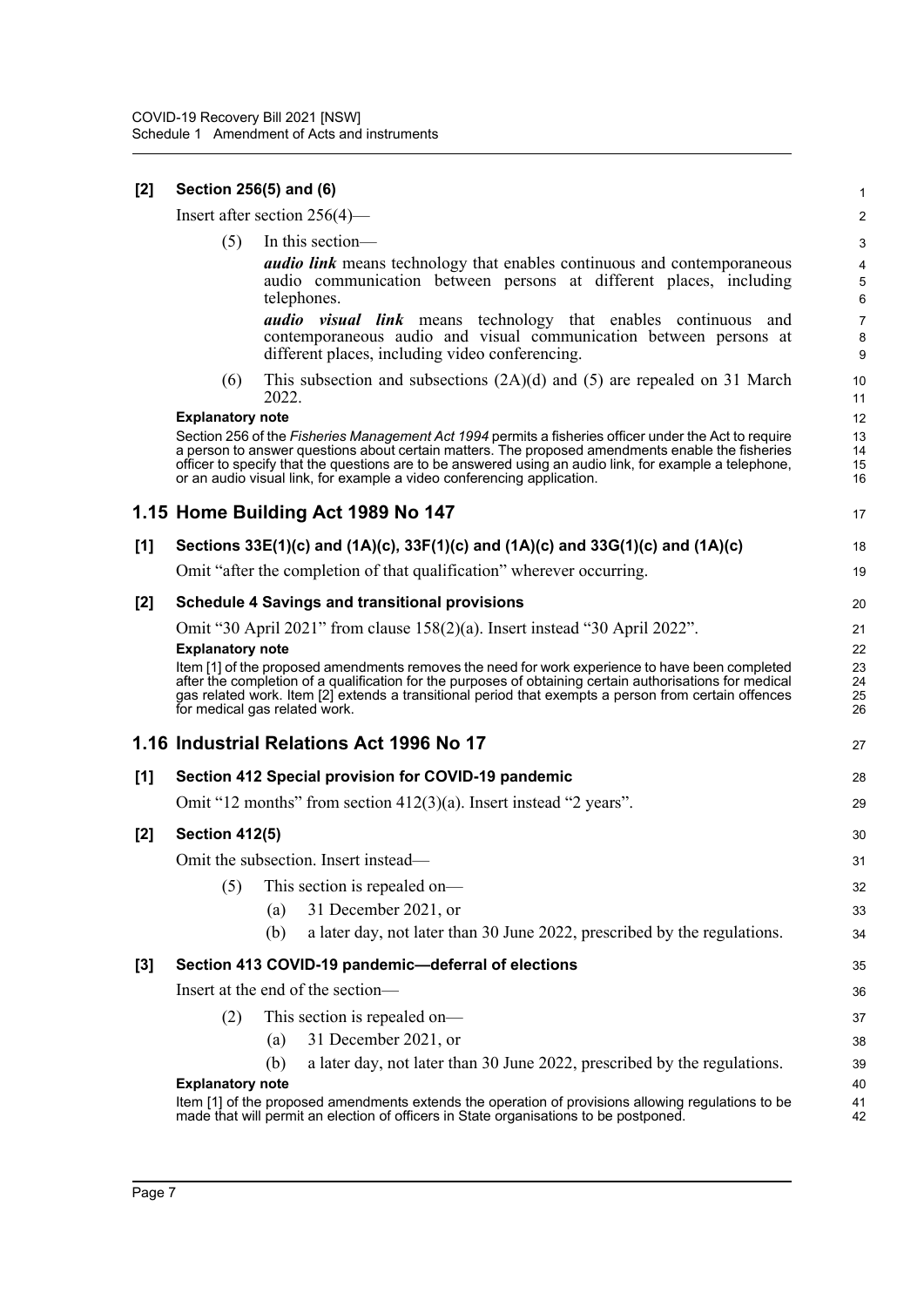**[2] Section 256(5) and (6)**

Insert after section 256(4)—

(5) In this section—

***audio link*** means technology that enables continuous and contemporaneous audio communication between persons at different places, including telephones.

***audio visual link*** means technology that enables continuous and contemporaneous audio and visual communication between persons at different places, including video conferencing.

(6) This subsection and subsections (2A)(d) and (5) are repealed on 31 March 2022.

**Explanatory note**

Section 256 of the *Fisheries Management Act 1994* permits a fisheries officer under the Act to require a person to answer questions about certain matters. The proposed amendments enable the fisheries officer to specify that the questions are to be answered using an audio link, for example a telephone, or an audio visual link, for example a video conferencing application.

## 1.15 Home Building Act 1989 No 147

**[1] Sections 33E(1)(c) and (1A)(c), 33F(1)(c) and (1A)(c) and 33G(1)(c) and (1A)(c)**

Omit "after the completion of that qualification" wherever occurring.

**[2] Schedule 4 Savings and transitional provisions**

Omit "30 April 2021" from clause 158(2)(a). Insert instead "30 April 2022".

**Explanatory note**

Item [1] of the proposed amendments removes the need for work experience to have been completed after the completion of a qualification for the purposes of obtaining certain authorisations for medical gas related work. Item [2] extends a transitional period that exempts a person from certain offences for medical gas related work.

## 1.16 Industrial Relations Act 1996 No 17

**[1] Section 412 Special provision for COVID-19 pandemic**

Omit "12 months" from section 412(3)(a). Insert instead "2 years".

**[2] Section 412(5)**

Omit the subsection. Insert instead—

(5) This section is repealed on—

(a) 31 December 2021, or

(b) a later day, not later than 30 June 2022, prescribed by the regulations.

**[3] Section 413 COVID-19 pandemic—deferral of elections**

Insert at the end of the section—

(2) This section is repealed on—

(a) 31 December 2021, or

(b) a later day, not later than 30 June 2022, prescribed by the regulations.

**Explanatory note**

Item [1] of the proposed amendments extends the operation of provisions allowing regulations to be made that will permit an election of officers in State organisations to be postponed.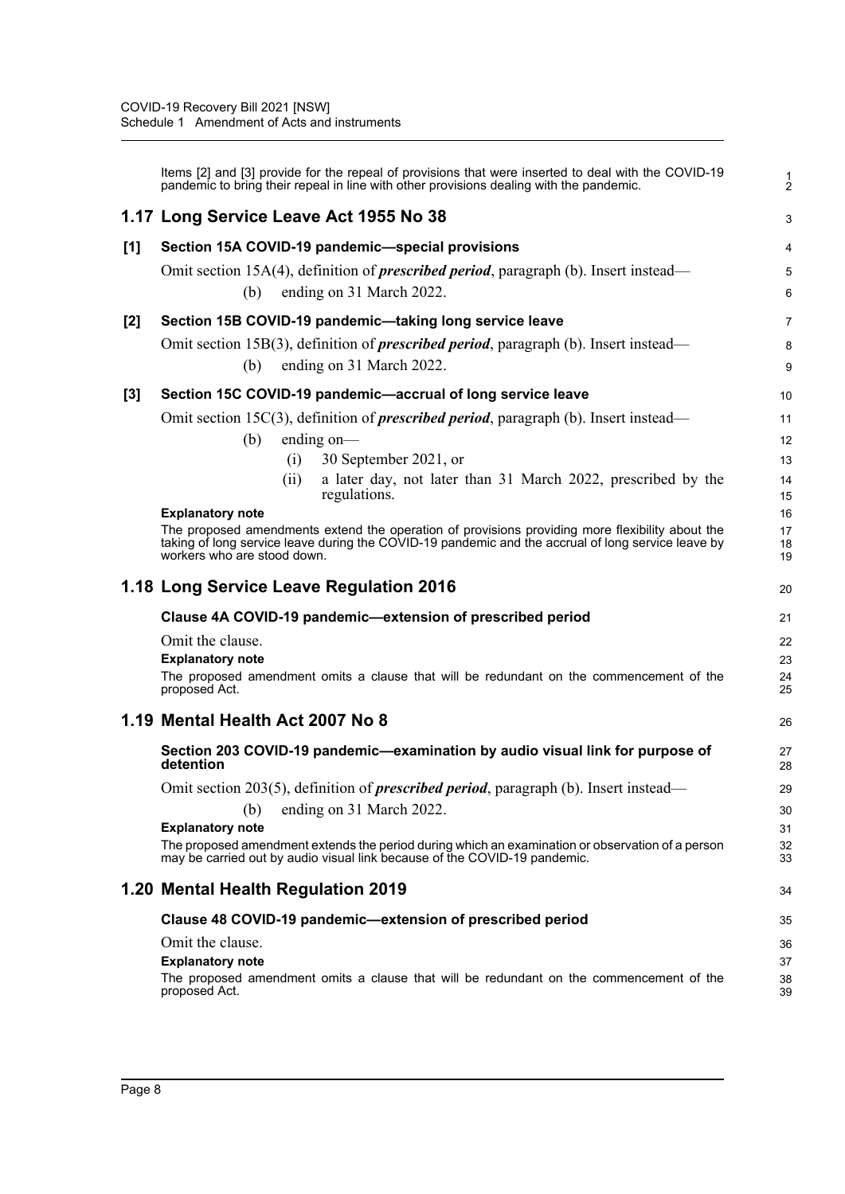Items [2] and [3] provide for the repeal of provisions that were inserted to deal with the COVID-19 pandemic to bring their repeal in line with other provisions dealing with the pandemic.

## 1.17 Long Service Leave Act 1955 No 38

### [1] Section 15A COVID-19 pandemic—special provisions

Omit section 15A(4), definition of ***prescribed period***, paragraph (b). Insert instead—

(b) ending on 31 March 2022.

### [2] Section 15B COVID-19 pandemic—taking long service leave

Omit section 15B(3), definition of ***prescribed period***, paragraph (b). Insert instead—

(b) ending on 31 March 2022.

### [3] Section 15C COVID-19 pandemic—accrual of long service leave

Omit section 15C(3), definition of ***prescribed period***, paragraph (b). Insert instead—

(b) ending on—

(i) 30 September 2021, or

(ii) a later day, not later than 31 March 2022, prescribed by the regulations.

**Explanatory note**

The proposed amendments extend the operation of provisions providing more flexibility about the taking of long service leave during the COVID-19 pandemic and the accrual of long service leave by workers who are stood down.

## 1.18 Long Service Leave Regulation 2016

### Clause 4A COVID-19 pandemic—extension of prescribed period

Omit the clause.

**Explanatory note**

The proposed amendment omits a clause that will be redundant on the commencement of the proposed Act.

## 1.19 Mental Health Act 2007 No 8

### Section 203 COVID-19 pandemic—examination by audio visual link for purpose of detention

Omit section 203(5), definition of ***prescribed period***, paragraph (b). Insert instead—

(b) ending on 31 March 2022.

**Explanatory note**

The proposed amendment extends the period during which an examination or observation of a person may be carried out by audio visual link because of the COVID-19 pandemic.

## 1.20 Mental Health Regulation 2019

### Clause 48 COVID-19 pandemic—extension of prescribed period

Omit the clause.

**Explanatory note**

The proposed amendment omits a clause that will be redundant on the commencement of the proposed Act.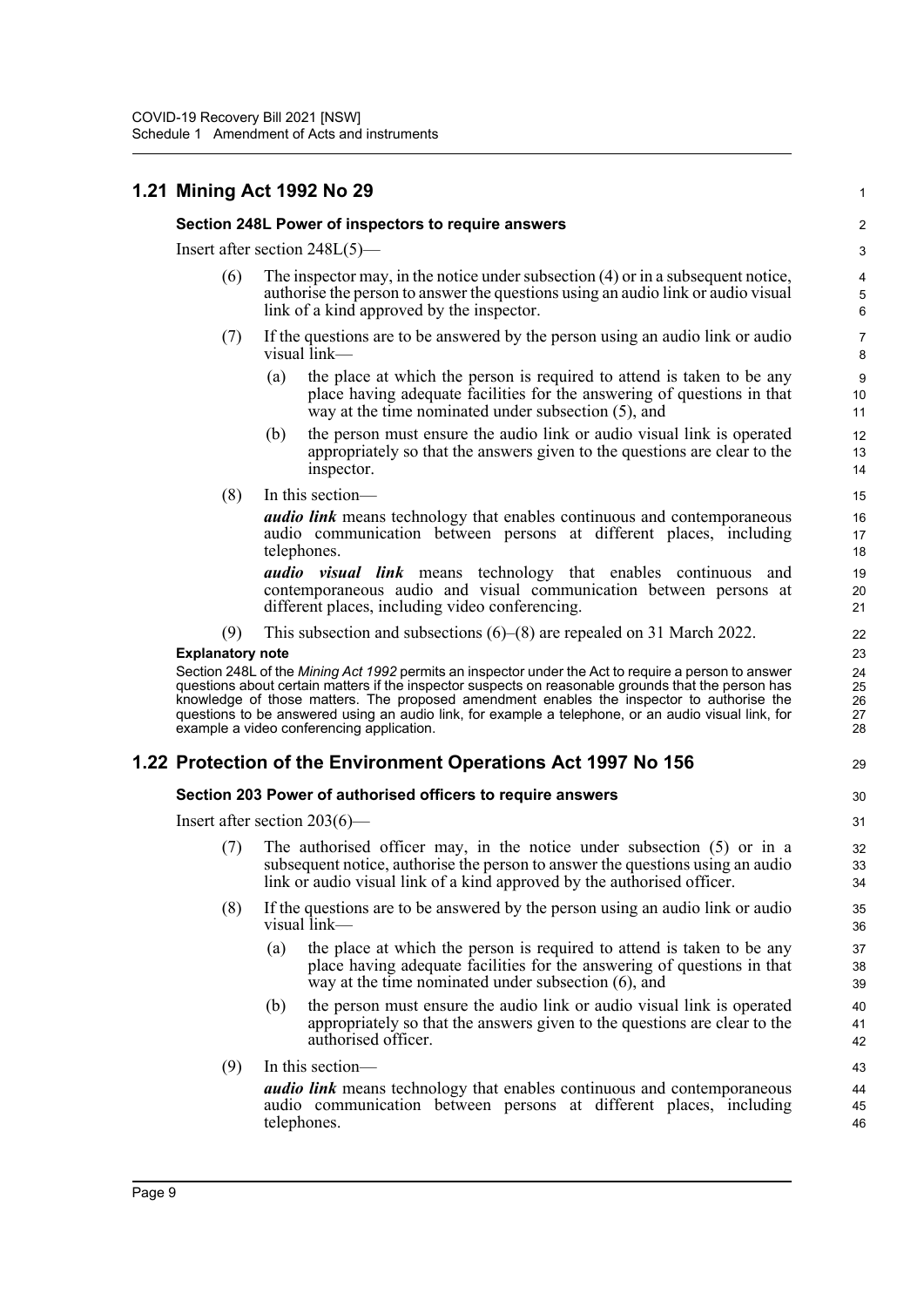## 1.21 Mining Act 1992 No 29

### Section 248L Power of inspectors to require answers

Insert after section 248L(5)—

(6) The inspector may, in the notice under subsection (4) or in a subsequent notice, authorise the person to answer the questions using an audio link or audio visual link of a kind approved by the inspector.

(7) If the questions are to be answered by the person using an audio link or audio visual link—

(a) the place at which the person is required to attend is taken to be any place having adequate facilities for the answering of questions in that way at the time nominated under subsection (5), and

(b) the person must ensure the audio link or audio visual link is operated appropriately so that the answers given to the questions are clear to the inspector.

(8) In this section—

***audio link*** means technology that enables continuous and contemporaneous audio communication between persons at different places, including telephones.

***audio visual link*** means technology that enables continuous and contemporaneous audio and visual communication between persons at different places, including video conferencing.

(9) This subsection and subsections (6)–(8) are repealed on 31 March 2022.

**Explanatory note**

Section 248L of the *Mining Act 1992* permits an inspector under the Act to require a person to answer questions about certain matters if the inspector suspects on reasonable grounds that the person has knowledge of those matters. The proposed amendment enables the inspector to authorise the questions to be answered using an audio link, for example a telephone, or an audio visual link, for example a video conferencing application.

## 1.22 Protection of the Environment Operations Act 1997 No 156

### Section 203 Power of authorised officers to require answers

Insert after section 203(6)—

(7) The authorised officer may, in the notice under subsection (5) or in a subsequent notice, authorise the person to answer the questions using an audio link or audio visual link of a kind approved by the authorised officer.

(8) If the questions are to be answered by the person using an audio link or audio visual link—

(a) the place at which the person is required to attend is taken to be any place having adequate facilities for the answering of questions in that way at the time nominated under subsection (6), and

(b) the person must ensure the audio link or audio visual link is operated appropriately so that the answers given to the questions are clear to the authorised officer.

(9) In this section—

***audio link*** means technology that enables continuous and contemporaneous audio communication between persons at different places, including telephones.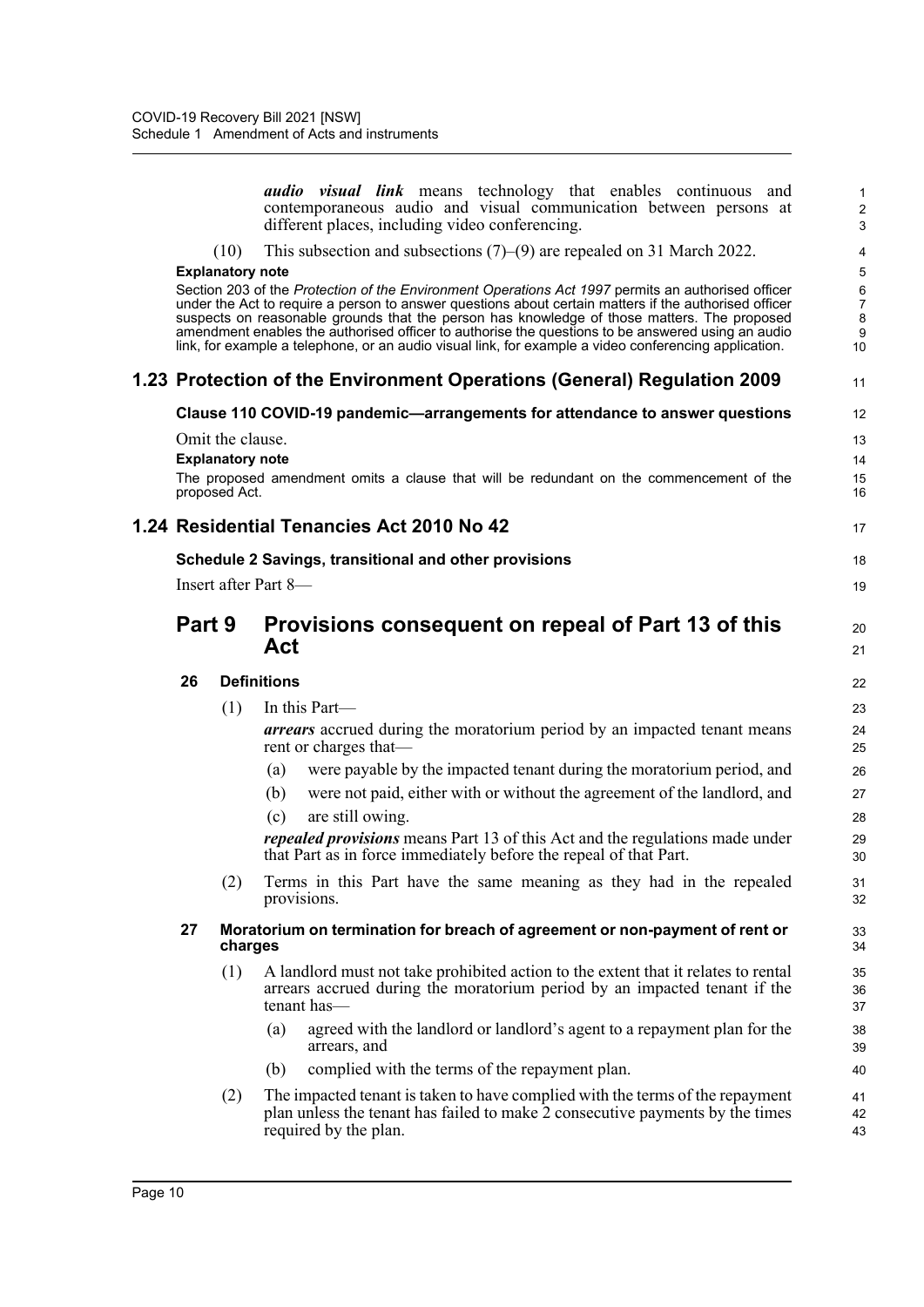***audio visual link*** means technology that enables continuous and contemporaneous audio and visual communication between persons at different places, including video conferencing.

(10) This subsection and subsections (7)–(9) are repealed on 31 March 2022.

**Explanatory note**

Section 203 of the *Protection of the Environment Operations Act 1997* permits an authorised officer under the Act to require a person to answer questions about certain matters if the authorised officer suspects on reasonable grounds that the person has knowledge of those matters. The proposed amendment enables the authorised officer to authorise the questions to be answered using an audio link, for example a telephone, or an audio visual link, for example a video conferencing application.

## 1.23 Protection of the Environment Operations (General) Regulation 2009

### Clause 110 COVID-19 pandemic—arrangements for attendance to answer questions

Omit the clause.

**Explanatory note**

The proposed amendment omits a clause that will be redundant on the commencement of the proposed Act.

## 1.24 Residential Tenancies Act 2010 No 42

### Schedule 2 Savings, transitional and other provisions

Insert after Part 8—

## Part 9 Provisions consequent on repeal of Part 13 of this Act

### 26 Definitions

(1) In this Part—

***arrears*** accrued during the moratorium period by an impacted tenant means rent or charges that—

(a) were payable by the impacted tenant during the moratorium period, and

(b) were not paid, either with or without the agreement of the landlord, and

(c) are still owing.

***repealed provisions*** means Part 13 of this Act and the regulations made under that Part as in force immediately before the repeal of that Part.

(2) Terms in this Part have the same meaning as they had in the repealed provisions.

### 27 Moratorium on termination for breach of agreement or non-payment of rent or charges

(1) A landlord must not take prohibited action to the extent that it relates to rental arrears accrued during the moratorium period by an impacted tenant if the tenant has—

(a) agreed with the landlord or landlord's agent to a repayment plan for the arrears, and

(b) complied with the terms of the repayment plan.

(2) The impacted tenant is taken to have complied with the terms of the repayment plan unless the tenant has failed to make 2 consecutive payments by the times required by the plan.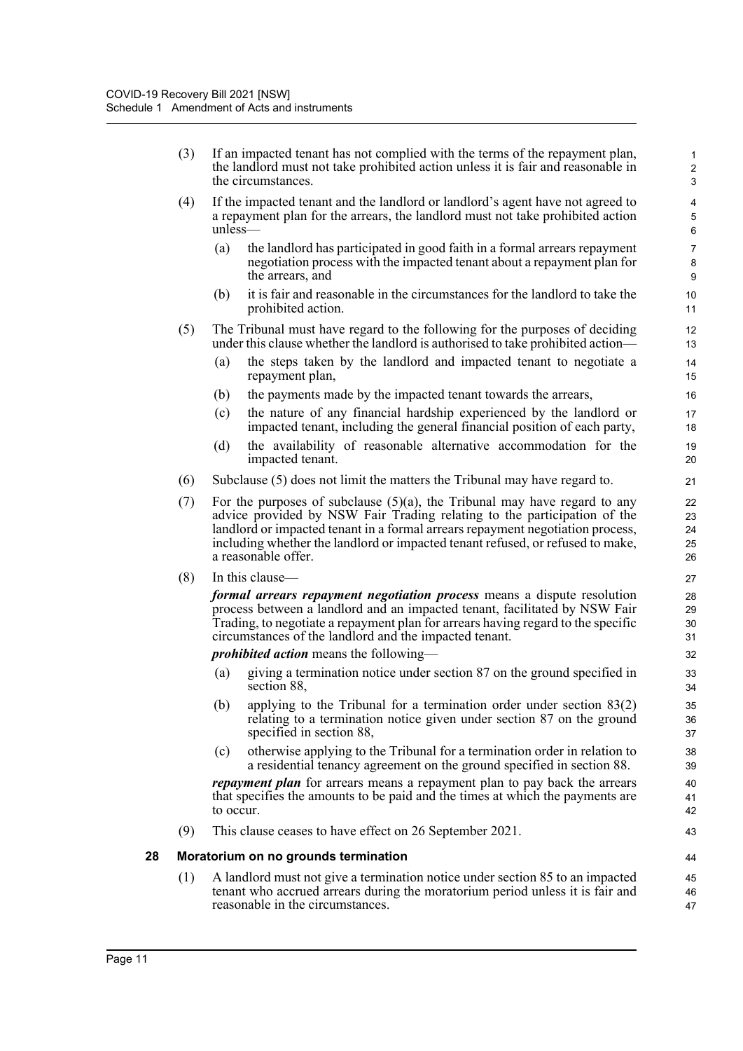(3) If an impacted tenant has not complied with the terms of the repayment plan, the landlord must not take prohibited action unless it is fair and reasonable in the circumstances.

(4) If the impacted tenant and the landlord or landlord's agent have not agreed to a repayment plan for the arrears, the landlord must not take prohibited action unless—

(a) the landlord has participated in good faith in a formal arrears repayment negotiation process with the impacted tenant about a repayment plan for the arrears, and

(b) it is fair and reasonable in the circumstances for the landlord to take the prohibited action.

(5) The Tribunal must have regard to the following for the purposes of deciding under this clause whether the landlord is authorised to take prohibited action—

(a) the steps taken by the landlord and impacted tenant to negotiate a repayment plan,

(b) the payments made by the impacted tenant towards the arrears,

(c) the nature of any financial hardship experienced by the landlord or impacted tenant, including the general financial position of each party,

(d) the availability of reasonable alternative accommodation for the impacted tenant.

(6) Subclause (5) does not limit the matters the Tribunal may have regard to.

(7) For the purposes of subclause (5)(a), the Tribunal may have regard to any advice provided by NSW Fair Trading relating to the participation of the landlord or impacted tenant in a formal arrears repayment negotiation process, including whether the landlord or impacted tenant refused, or refused to make, a reasonable offer.

(8) In this clause—

***formal arrears repayment negotiation process*** means a dispute resolution process between a landlord and an impacted tenant, facilitated by NSW Fair Trading, to negotiate a repayment plan for arrears having regard to the specific circumstances of the landlord and the impacted tenant.

***prohibited action*** means the following—

(a) giving a termination notice under section 87 on the ground specified in section 88,

(b) applying to the Tribunal for a termination order under section 83(2) relating to a termination notice given under section 87 on the ground specified in section 88,

(c) otherwise applying to the Tribunal for a termination order in relation to a residential tenancy agreement on the ground specified in section 88.

***repayment plan*** for arrears means a repayment plan to pay back the arrears that specifies the amounts to be paid and the times at which the payments are to occur.

(9) This clause ceases to have effect on 26 September 2021.

### 28 Moratorium on no grounds termination

(1) A landlord must not give a termination notice under section 85 to an impacted tenant who accrued arrears during the moratorium period unless it is fair and reasonable in the circumstances.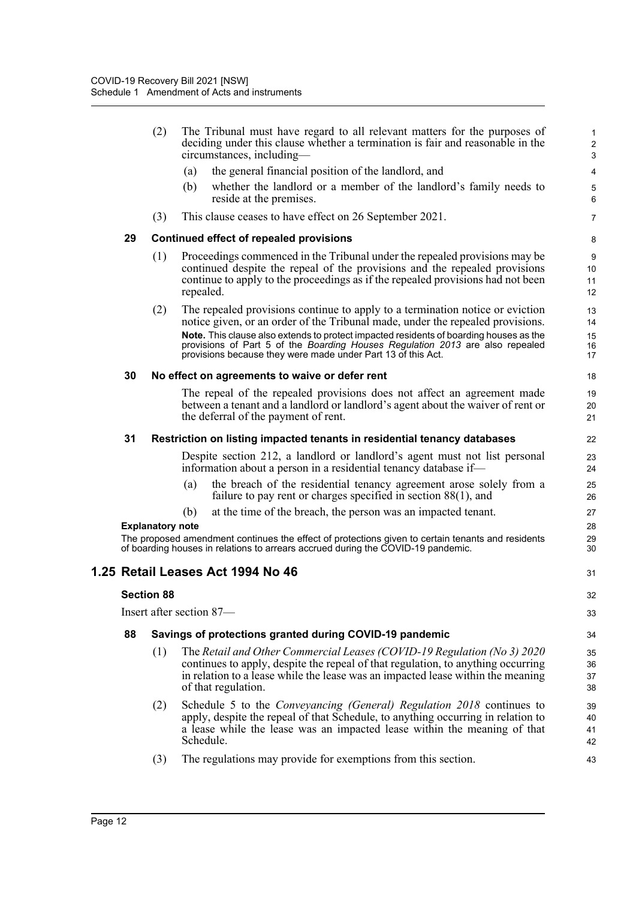(2) The Tribunal must have regard to all relevant matters for the purposes of deciding under this clause whether a termination is fair and reasonable in the circumstances, including—

(a) the general financial position of the landlord, and

(b) whether the landlord or a member of the landlord's family needs to reside at the premises.

(3) This clause ceases to have effect on 26 September 2021.

**29 Continued effect of repealed provisions**

(1) Proceedings commenced in the Tribunal under the repealed provisions may be continued despite the repeal of the provisions and the repealed provisions continue to apply to the proceedings as if the repealed provisions had not been repealed.

(2) The repealed provisions continue to apply to a termination notice or eviction notice given, or an order of the Tribunal made, under the repealed provisions.

**Note.** This clause also extends to protect impacted residents of boarding houses as the provisions of Part 5 of the *Boarding Houses Regulation 2013* are also repealed provisions because they were made under Part 13 of this Act.

**30 No effect on agreements to waive or defer rent**

The repeal of the repealed provisions does not affect an agreement made between a tenant and a landlord or landlord's agent about the waiver of rent or the deferral of the payment of rent.

**31 Restriction on listing impacted tenants in residential tenancy databases**

Despite section 212, a landlord or landlord's agent must not list personal information about a person in a residential tenancy database if—

(a) the breach of the residential tenancy agreement arose solely from a failure to pay rent or charges specified in section 88(1), and

(b) at the time of the breach, the person was an impacted tenant.

**Explanatory note**

The proposed amendment continues the effect of protections given to certain tenants and residents of boarding houses in relations to arrears accrued during the COVID-19 pandemic.

## 1.25 Retail Leases Act 1994 No 46

**Section 88**

Insert after section 87—

**88 Savings of protections granted during COVID-19 pandemic**

(1) The *Retail and Other Commercial Leases (COVID-19 Regulation (No 3) 2020* continues to apply, despite the repeal of that regulation, to anything occurring in relation to a lease while the lease was an impacted lease within the meaning of that regulation.

(2) Schedule 5 to the *Conveyancing (General) Regulation 2018* continues to apply, despite the repeal of that Schedule, to anything occurring in relation to a lease while the lease was an impacted lease within the meaning of that Schedule.

(3) The regulations may provide for exemptions from this section.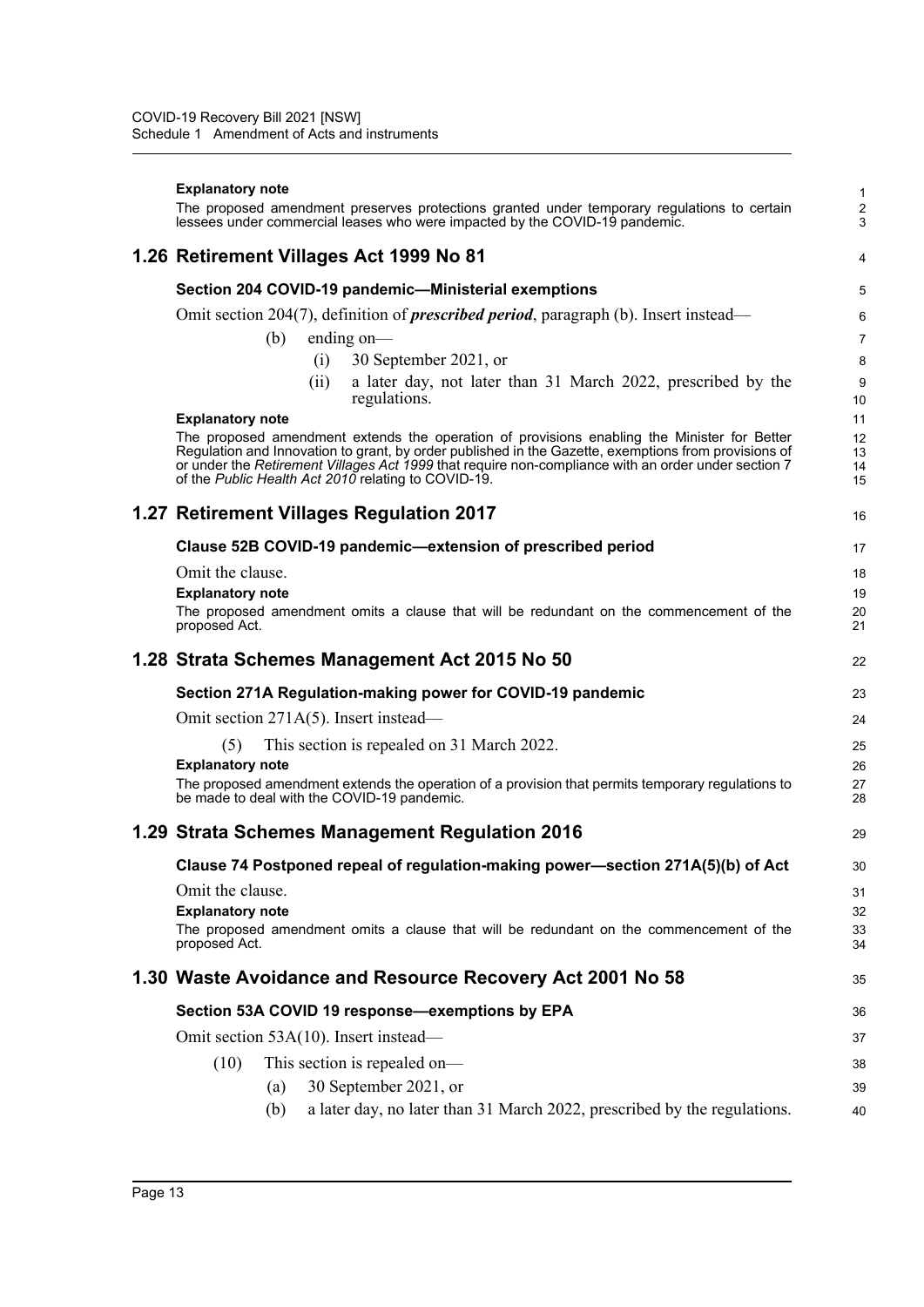**Explanatory note**

The proposed amendment preserves protections granted under temporary regulations to certain lessees under commercial leases who were impacted by the COVID-19 pandemic.

## 1.26 Retirement Villages Act 1999 No 81

### Section 204 COVID-19 pandemic—Ministerial exemptions

Omit section 204(7), definition of ***prescribed period***, paragraph (b). Insert instead—

(b) ending on—

(i) 30 September 2021, or

(ii) a later day, not later than 31 March 2022, prescribed by the regulations.

**Explanatory note**

The proposed amendment extends the operation of provisions enabling the Minister for Better Regulation and Innovation to grant, by order published in the Gazette, exemptions from provisions of or under the *Retirement Villages Act 1999* that require non-compliance with an order under section 7 of the *Public Health Act 2010* relating to COVID-19.

## 1.27 Retirement Villages Regulation 2017

### Clause 52B COVID-19 pandemic—extension of prescribed period

Omit the clause.

**Explanatory note**

The proposed amendment omits a clause that will be redundant on the commencement of the proposed Act.

## 1.28 Strata Schemes Management Act 2015 No 50

### Section 271A Regulation-making power for COVID-19 pandemic

Omit section 271A(5). Insert instead—

(5) This section is repealed on 31 March 2022.

**Explanatory note**

The proposed amendment extends the operation of a provision that permits temporary regulations to be made to deal with the COVID-19 pandemic.

## 1.29 Strata Schemes Management Regulation 2016

### Clause 74 Postponed repeal of regulation-making power—section 271A(5)(b) of Act

Omit the clause.

**Explanatory note**

The proposed amendment omits a clause that will be redundant on the commencement of the proposed Act.

## 1.30 Waste Avoidance and Resource Recovery Act 2001 No 58

### Section 53A COVID 19 response—exemptions by EPA

Omit section 53A(10). Insert instead—

(10) This section is repealed on—

(a) 30 September 2021, or

(b) a later day, no later than 31 March 2022, prescribed by the regulations.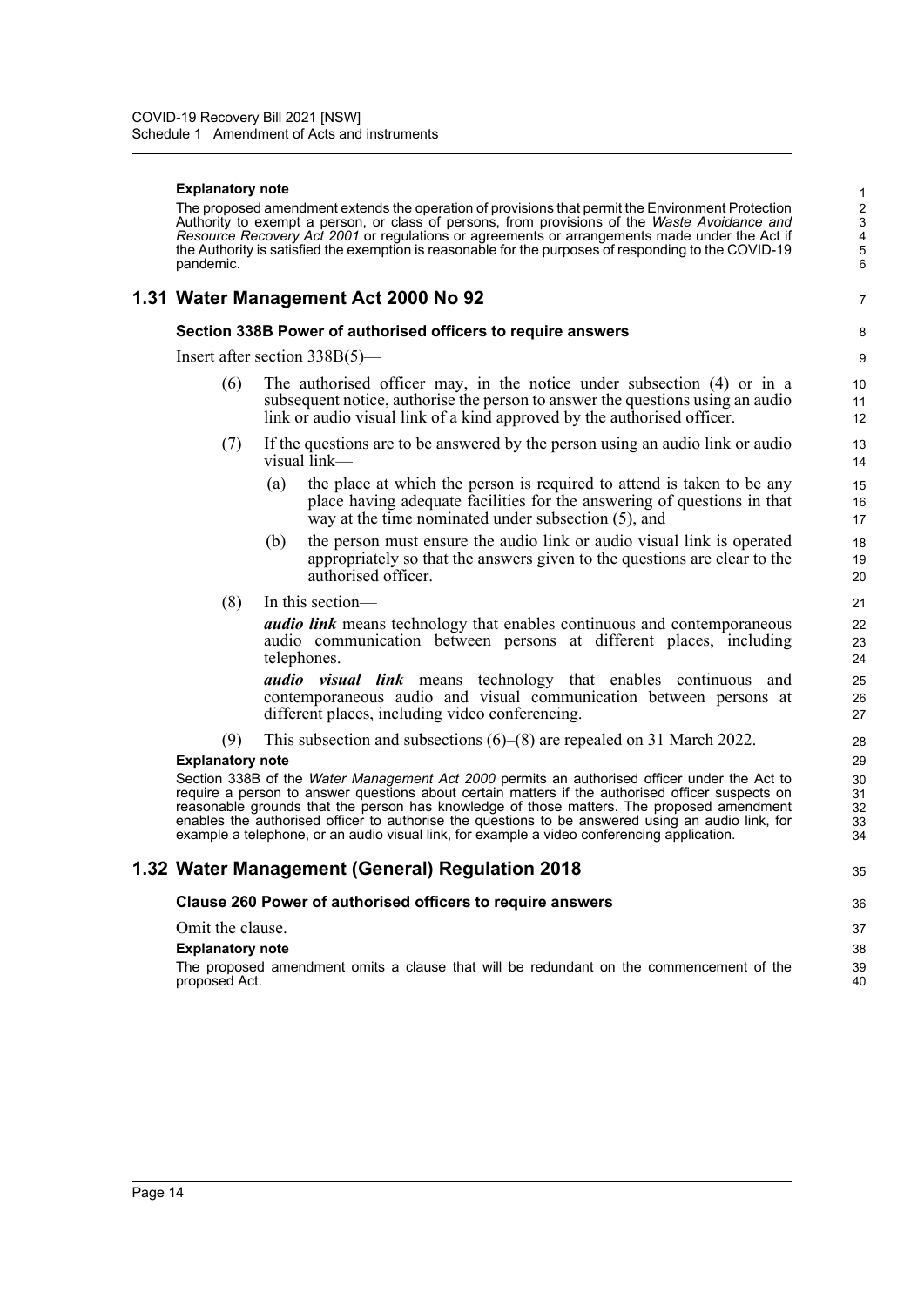**Explanatory note**

The proposed amendment extends the operation of provisions that permit the Environment Protection Authority to exempt a person, or class of persons, from provisions of the *Waste Avoidance and Resource Recovery Act 2001* or regulations or agreements or arrangements made under the Act if the Authority is satisfied the exemption is reasonable for the purposes of responding to the COVID-19 pandemic.

## 1.31 Water Management Act 2000 No 92

### Section 338B Power of authorised officers to require answers

Insert after section 338B(5)—

(6) The authorised officer may, in the notice under subsection (4) or in a subsequent notice, authorise the person to answer the questions using an audio link or audio visual link of a kind approved by the authorised officer.

(7) If the questions are to be answered by the person using an audio link or audio visual link—

- (a) the place at which the person is required to attend is taken to be any place having adequate facilities for the answering of questions in that way at the time nominated under subsection (5), and
- (b) the person must ensure the audio link or audio visual link is operated appropriately so that the answers given to the questions are clear to the authorised officer.

(8) In this section—

***audio link*** means technology that enables continuous and contemporaneous audio communication between persons at different places, including telephones.

***audio visual link*** means technology that enables continuous and contemporaneous audio and visual communication between persons at different places, including video conferencing.

(9) This subsection and subsections (6)–(8) are repealed on 31 March 2022.

**Explanatory note**

Section 338B of the *Water Management Act 2000* permits an authorised officer under the Act to require a person to answer questions about certain matters if the authorised officer suspects on reasonable grounds that the person has knowledge of those matters. The proposed amendment enables the authorised officer to authorise the questions to be answered using an audio link, for example a telephone, or an audio visual link, for example a video conferencing application.

## 1.32 Water Management (General) Regulation 2018

### Clause 260 Power of authorised officers to require answers

Omit the clause.

**Explanatory note**

The proposed amendment omits a clause that will be redundant on the commencement of the proposed Act.